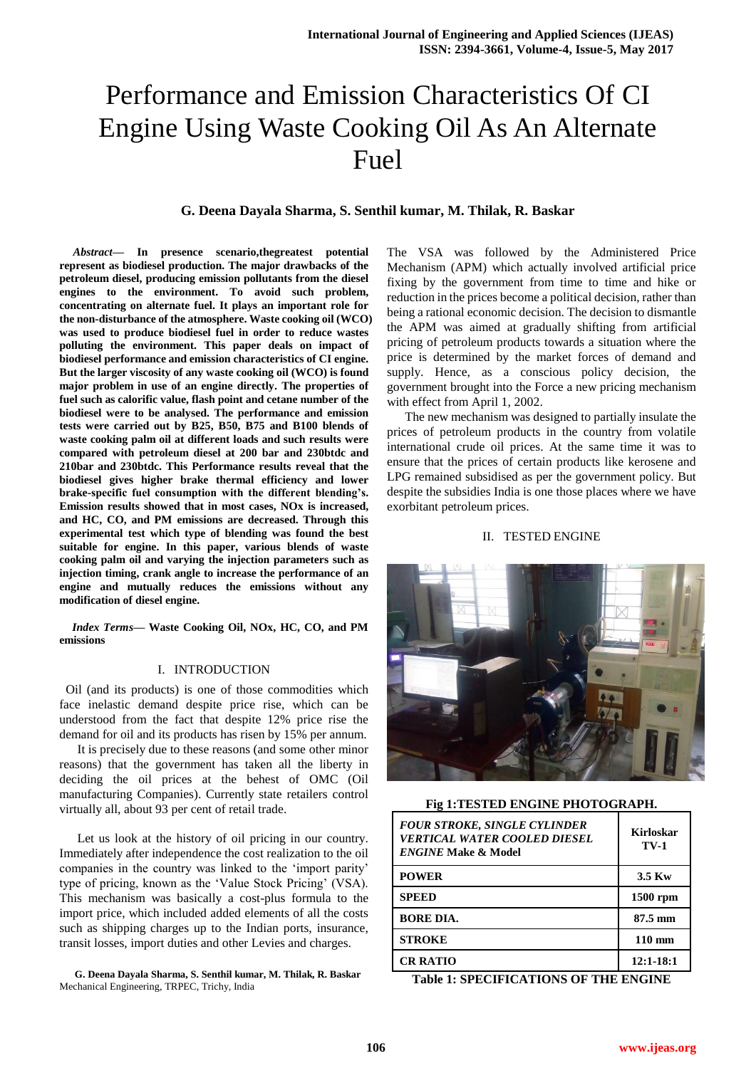# Performance and Emission Characteristics Of CI Engine Using Waste Cooking Oil As An Alternate Fuel

**G. Deena Dayala Sharma, S. Senthil kumar, M. Thilak, R. Baskar**

***Abstract*— In presence scenario,thegreatest potential represent as biodiesel production. The major drawbacks of the petroleum diesel, producing emission pollutants from the diesel engines to the environment. To avoid such problem, concentrating on alternate fuel. It plays an important role for the non-disturbance of the atmosphere. Waste cooking oil (WCO) was used to produce biodiesel fuel in order to reduce wastes polluting the environment. This paper deals on impact of biodiesel performance and emission characteristics of CI engine. But the larger viscosity of any waste cooking oil (WCO) is found major problem in use of an engine directly. The properties of fuel such as calorific value, flash point and cetane number of the biodiesel were to be analysed. The performance and emission tests were carried out by B25, B50, B75 and B100 blends of waste cooking palm oil at different loads and such results were compared with petroleum diesel at 200 bar and 230btdc and 210bar and 230btdc. This Performance results reveal that the biodiesel gives higher brake thermal efficiency and lower brake-specific fuel consumption with the different blending's. Emission results showed that in most cases, NOx is increased, and HC, CO, and PM emissions are decreased. Through this experimental test which type of blending was found the best suitable for engine. In this paper, various blends of waste cooking palm oil and varying the injection parameters such as injection timing, crank angle to increase the performance of an engine and mutually reduces the emissions without any modification of diesel engine.**

***Index Terms*— Waste Cooking Oil, NOx, HC, CO, and PM emissions**

## I. INTRODUCTION

Oil (and its products) is one of those commodities which face inelastic demand despite price rise, which can be understood from the fact that despite 12% price rise the demand for oil and its products has risen by 15% per annum.

It is precisely due to these reasons (and some other minor reasons) that the government has taken all the liberty in deciding the oil prices at the behest of OMC (Oil manufacturing Companies). Currently state retailers control virtually all, about 93 per cent of retail trade.

Let us look at the history of oil pricing in our country. Immediately after independence the cost realization to the oil companies in the country was linked to the 'import parity' type of pricing, known as the 'Value Stock Pricing' (VSA). This mechanism was basically a cost-plus formula to the import price, which included added elements of all the costs such as shipping charges up to the Indian ports, insurance, transit losses, import duties and other Levies and charges.

**G. Deena Dayala Sharma, S. Senthil kumar, M. Thilak, R. Baskar**
Mechanical Engineering, TRPEC, Trichy, India

The VSA was followed by the Administered Price Mechanism (APM) which actually involved artificial price fixing by the government from time to time and hike or reduction in the prices become a political decision, rather than being a rational economic decision. The decision to dismantle the APM was aimed at gradually shifting from artificial pricing of petroleum products towards a situation where the price is determined by the market forces of demand and supply. Hence, as a conscious policy decision, the government brought into the Force a new pricing mechanism with effect from April 1, 2002.

The new mechanism was designed to partially insulate the prices of petroleum products in the country from volatile international crude oil prices. At the same time it was to ensure that the prices of certain products like kerosene and LPG remained subsidised as per the government policy. But despite the subsidies India is one those places where we have exorbitant petroleum prices.

## II. TESTED ENGINE

**Fig 1:TESTED ENGINE PHOTOGRAPH.**

| ***FOUR STROKE, SINGLE CYLINDER VERTICAL WATER COOLED DIESEL ENGINE* Make & Model** | **Kirloskar TV-1** |
|---|---|
| **POWER** | **3.5 Kw** |
| **SPEED** | **1500 rpm** |
| **BORE DIA.** | **87.5 mm** |
| **STROKE** | **110 mm** |
| **CR RATIO** | **12:1-18:1** |

**Table 1: SPECIFICATIONS OF THE ENGINE**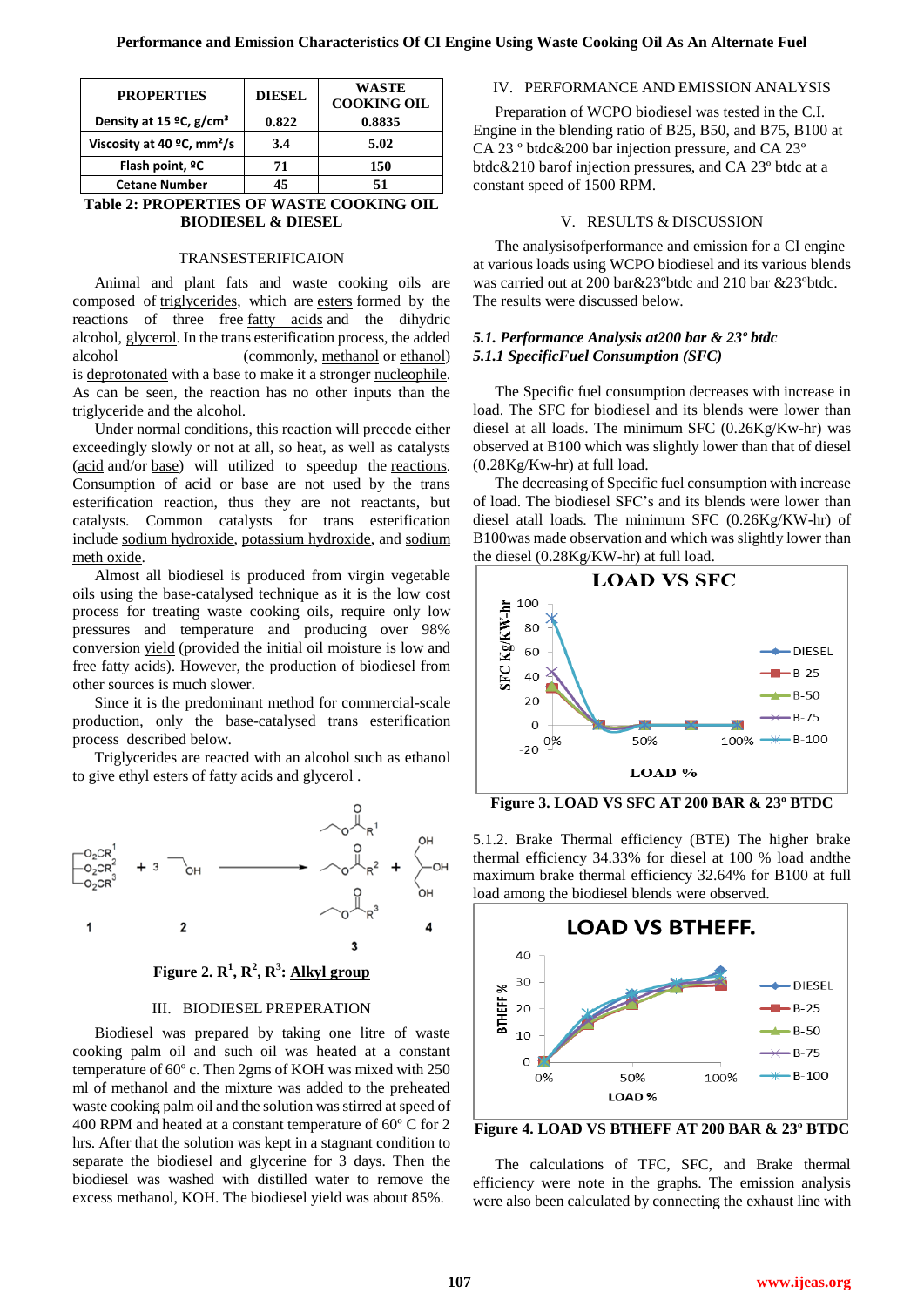| PROPERTIES | DIESEL | WASTE COOKING OIL |
|---|---|---|
| Density at 15 ºC, g/cm³ | 0.822 | 0.8835 |
| Viscosity at 40 ºC, mm²/s | 3.4 | 5.02 |
| Flash point, ºC | 71 | 150 |
| Cetane Number | 45 | 51 |

**Table 2: PROPERTIES OF WASTE COOKING OIL BIODIESEL & DIESEL**

### TRANSESTERIFICAION

Animal and plant fats and waste cooking oils are composed of triglycerides, which are esters formed by the reactions of three free fatty acids and the dihydric alcohol, glycerol. In the trans esterification process, the added alcohol (commonly, methanol or ethanol) is deprotonated with a base to make it a stronger nucleophile. As can be seen, the reaction has no other inputs than the triglyceride and the alcohol.

Under normal conditions, this reaction will precede either exceedingly slowly or not at all, so heat, as well as catalysts (acid and/or base) will utilized to speedup the reactions. Consumption of acid or base are not used by the trans esterification reaction, thus they are not reactants, but catalysts. Common catalysts for trans esterification include sodium hydroxide, potassium hydroxide, and sodium meth oxide.

Almost all biodiesel is produced from virgin vegetable oils using the base-catalysed technique as it is the low cost process for treating waste cooking oils, require only low pressures and temperature and producing over 98% conversion yield (provided the initial oil moisture is low and free fatty acids). However, the production of biodiesel from other sources is much slower.

Since it is the predominant method for commercial-scale production, only the base-catalysed trans esterification process described below.

Triglycerides are reacted with an alcohol such as ethanol to give ethyl esters of fatty acids and glycerol .

**Figure 2. $R^1$, $R^2$, $R^3$: Alkyl group**

## III. BIODIESEL PREPARATION

Biodiesel was prepared by taking one litre of waste cooking palm oil and such oil was heated at a constant temperature of 60º c. Then 2gms of KOH was mixed with 250 ml of methanol and the mixture was added to the preheated waste cooking palm oil and the solution was stirred at speed of 400 RPM and heated at a constant temperature of 60º C for 2 hrs. After that the solution was kept in a stagnant condition to separate the biodiesel and glycerine for 3 days. Then the biodiesel was washed with distilled water to remove the excess methanol, KOH. The biodiesel yield was about 85%.

## IV. PERFORMANCE AND EMISSION ANALYSIS

Preparation of WCPO biodiesel was tested in the C.I. Engine in the blending ratio of B25, B50, and B75, B100 at CA 23 º btdc&200 bar injection pressure, and CA 23º btdc&210 barof injection pressures, and CA 23º btdc at a constant speed of 1500 RPM.

## V. RESULTS & DISCUSSION

The analysisofperformance and emission for a CI engine at various loads using WCPO biodiesel and its various blends was carried out at 200 bar&23ºbtdc and 210 bar &23ºbtdc. The results were discussed below.

### *5.1. Performance Analysis at200 bar & 23º btdc*

#### *5.1.1 SpecificFuel Consumption (SFC)*

The Specific fuel consumption decreases with increase in load. The SFC for biodiesel and its blends were lower than diesel at all loads. The minimum SFC (0.26Kg/Kw-hr) was observed at B100 which was slightly lower than that of diesel (0.28Kg/Kw-hr) at full load.

The decreasing of Specific fuel consumption with increase of load. The biodiesel SFC's and its blends were lower than diesel atall loads. The minimum SFC (0.26Kg/KW-hr) of B100was made observation and which was slightly lower than the diesel (0.28Kg/KW-hr) at full load.

**Figure 3. LOAD VS SFC AT 200 BAR & 23º BTDC**

5.1.2. Brake Thermal efficiency (BTE) The higher brake thermal efficiency 34.33% for diesel at 100 % load andthe maximum brake thermal efficiency 32.64% for B100 at full load among the biodiesel blends were observed.

**Figure 4. LOAD VS BTHEFF AT 200 BAR & 23º BTDC**

The calculations of TFC, SFC, and Brake thermal efficiency were note in the graphs. The emission analysis were also been calculated by connecting the exhaust line with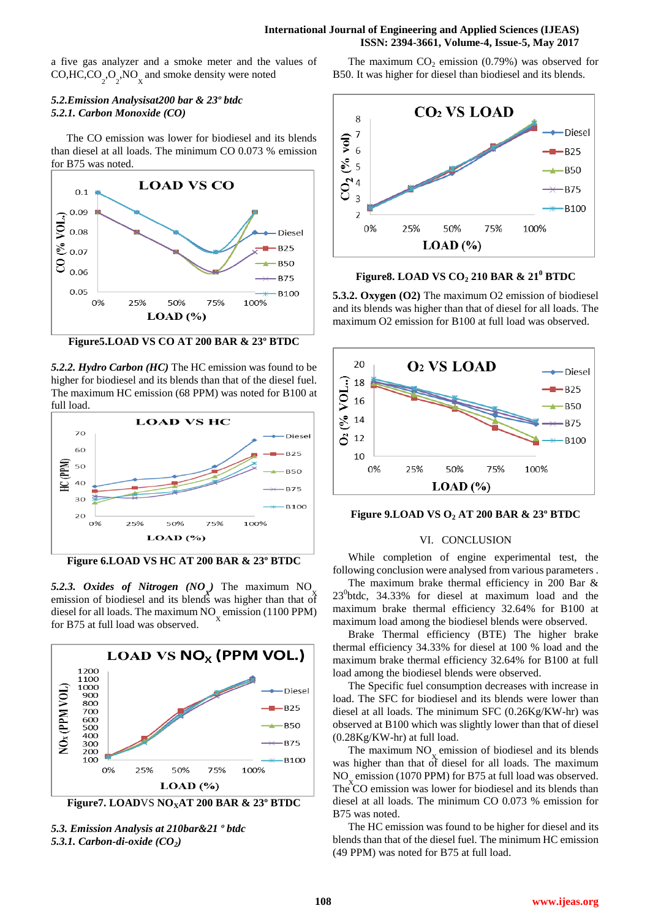a five gas analyzer and a smoke meter and the values of CO,HC,$CO_2$,$O_2$,$NO_X$ and smoke density were noted

### *5.2.Emission Analysisat200 bar & 23º btdc*

#### *5.2.1. Carbon Monoxide (CO)*

The CO emission was lower for biodiesel and its blends than diesel at all loads. The minimum CO 0.073 % emission for B75 was noted.

**Figure5.LOAD VS CO AT 200 BAR & 23º BTDC**

***5.2.2. Hydro Carbon (HC)*** The HC emission was found to be higher for biodiesel and its blends than that of the diesel fuel. The maximum HC emission (68 PPM) was noted for B100 at full load.

**Figure 6.LOAD VS HC AT 200 BAR & 23º BTDC**

***5.2.3. Oxides of Nitrogen ($NO_X$)*** The maximum $NO_X$ emission of biodiesel and its blends was higher than that of diesel for all loads. The maximum $NO_X$ emission (1100 PPM) for B75 at full load was observed.

**Figure7. LOADVS $NO_X$AT 200 BAR & 23º BTDC**

### *5.3. Emission Analysis at 210bar&21 º btdc*

#### *5.3.1. Carbon-di-oxide ($CO_2$)*

The maximum $CO_2$ emission (0.79%) was observed for B50. It was higher for diesel than biodiesel and its blends.

**Figure8. LOAD VS $CO_2$ 210 BAR & $21^0$ BTDC**

**5.3.2. Oxygen (O2)** The maximum O2 emission of biodiesel and its blends was higher than that of diesel for all loads. The maximum O2 emission for B100 at full load was observed.

**Figure 9.LOAD VS $O_2$ AT 200 BAR & 23º BTDC**

## VI. CONCLUSION

While completion of engine experimental test, the following conclusion were analysed from various parameters .

The maximum brake thermal efficiency in 200 Bar & $23^0$btdc, 34.33% for diesel at maximum load and the maximum brake thermal efficiency 32.64% for B100 at maximum load among the biodiesel blends were observed.

Brake Thermal efficiency (BTE) The higher brake thermal efficiency 34.33% for diesel at 100 % load and the maximum brake thermal efficiency 32.64% for B100 at full load among the biodiesel blends were observed.

The Specific fuel consumption decreases with increase in load. The SFC for biodiesel and its blends were lower than diesel at all loads. The minimum SFC (0.26Kg/KW-hr) was observed at B100 which was slightly lower than that of diesel (0.28Kg/KW-hr) at full load.

The maximum $NO_X$ emission of biodiesel and its blends was higher than that of diesel for all loads. The maximum $NO_X$ emission (1070 PPM) for B75 at full load was observed. The CO emission was lower for biodiesel and its blends than diesel at all loads. The minimum CO 0.073 % emission for B75 was noted.

The HC emission was found to be higher for diesel and its blends than that of the diesel fuel. The minimum HC emission (49 PPM) was noted for B75 at full load.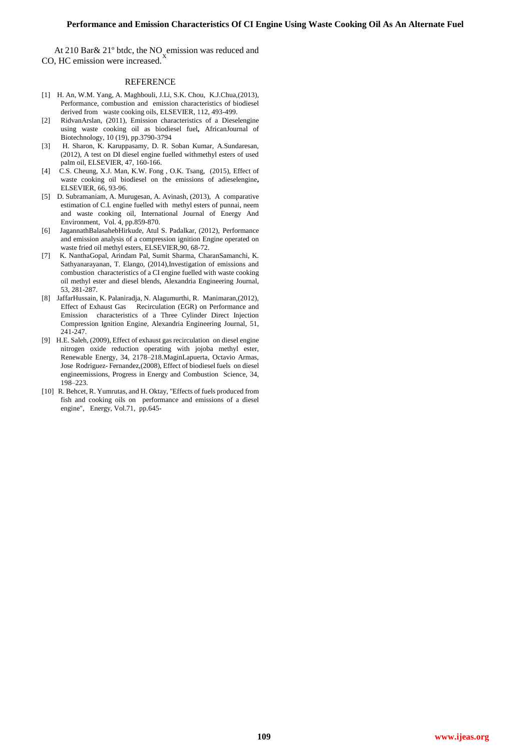At 210 Bar& 21º btdc, the $NO_x$ emission was reduced and CO, HC emission were increased.

## REFERENCE

[1] H. An, W.M. Yang, A. Maghbouli, J.Li, S.K. Chou, K.J.Chua,(2013), Performance, combustion and emission characteristics of biodiesel derived from waste cooking oils, ELSEVIER, 112, 493-499.

[2] RidvanArslan, (2011), Emission characteristics of a Dieselengine using waste cooking oil as biodiesel fuel**,** AfricanJournal of Biotechnology, 10 (19), pp.3790-3794

[3] H. Sharon, K. Karuppasamy, D. R. Soban Kumar, A.Sundaresan, (2012), A test on DI diesel engine fuelled withmethyl esters of used palm oil, ELSEVIER, 47, 160-166.

[4] C.S. Cheung, X.J. Man, K.W. Fong , O.K. Tsang, (2015), Effect of waste cooking oil biodiesel on the emissions of adieselengine**,** ELSEVIER, 66, 93-96.

[5] D. Subramaniam, A. Murugesan, A. Avinash, (2013), A comparative estimation of C.I. engine fuelled with methyl esters of punnai, neem and waste cooking oil, International Journal of Energy And Environment, Vol. 4, pp.859-870.

[6] JagannathBalasahebHirkude, Atul S. Padalkar, (2012), Performance and emission analysis of a compression ignition Engine operated on waste fried oil methyl esters, ELSEVIER,90, 68-72.

[7] K. NanthaGopal, Arindam Pal, Sumit Sharma, CharanSamanchi, K. Sathyanarayanan, T. Elango, (2014),Investigation of emissions and combustion characteristics of a CI engine fuelled with waste cooking oil methyl ester and diesel blends, Alexandria Engineering Journal, 53, 281-287.

[8] JaffarHussain, K. Palaniradja, N. Alagumurthi, R. Manimaran,(2012), Effect of Exhaust Gas Recirculation (EGR) on Performance and Emission characteristics of a Three Cylinder Direct Injection Compression Ignition Engine, Alexandria Engineering Journal, 51, 241-247.

[9] H.E. Saleh, (2009), Effect of exhaust gas recirculation on diesel engine nitrogen oxide reduction operating with jojoba methyl ester, Renewable Energy, 34, 2178–218.MaginLapuerta, Octavio Armas, Jose Rodriguez- Fernandez,(2008), Effect of biodiesel fuels on diesel engineemissions, Progress in Energy and Combustion Science, 34, 198–223.

[10] R. Behcet, R. Yumrutas, and H. Oktay, "Effects of fuels produced from fish and cooking oils on performance and emissions of a diesel engine", Energy, Vol.71, pp.645-